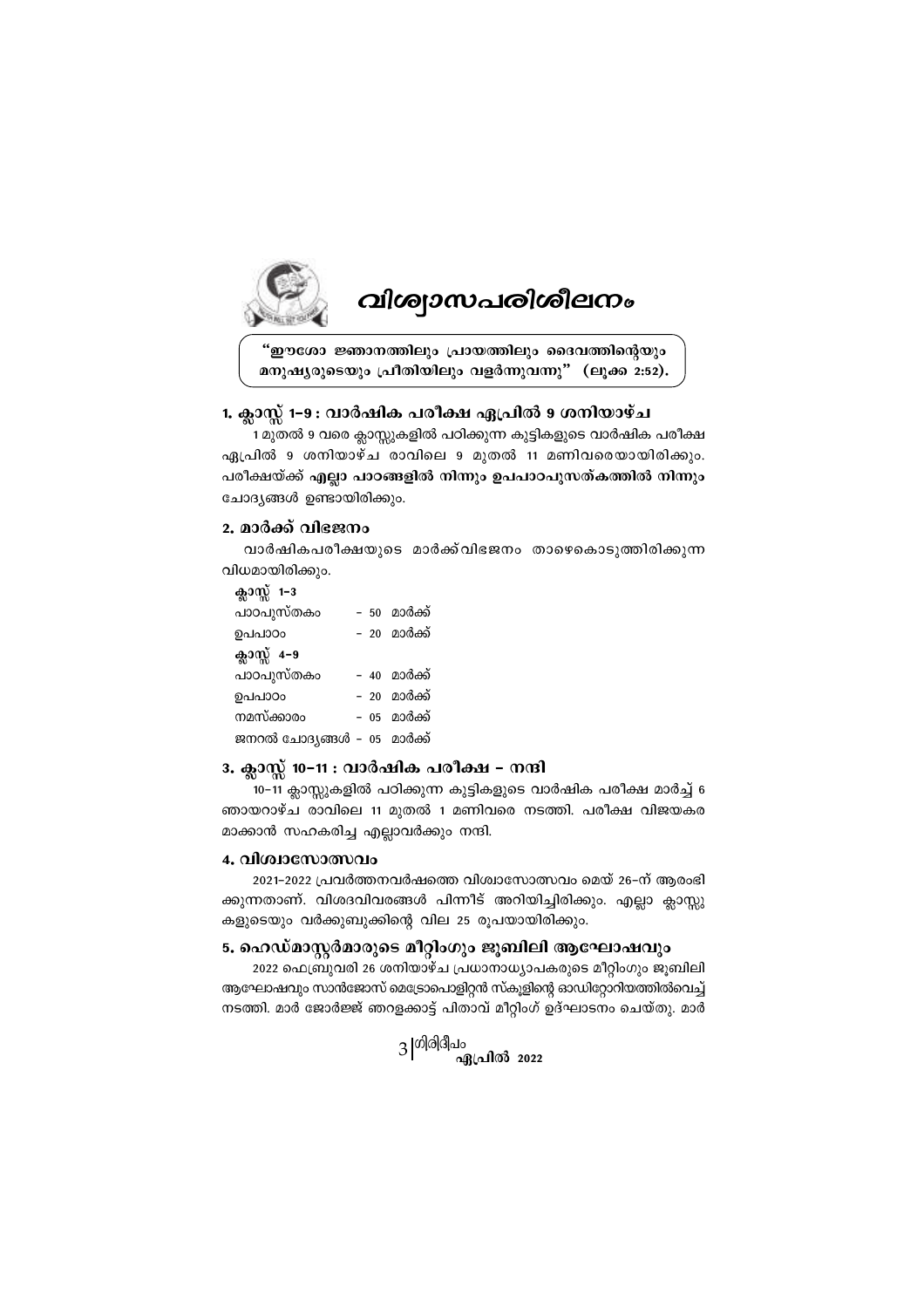# വിശ്വാസപരിശീലനം

> "ഈശോ ജ്ഞാനത്തിലും പ്രായത്തിലും ദൈവത്തിന്റെയും മനുഷ്യരുടെയും പ്രീതിയിലും വളർന്നുവന്നു" (ലൂക്ക 2:52).

## 1. ക്ലാസ്സ് 1–9 : വാർഷിക പരീക്ഷ ഏപ്രിൽ 9 ശനിയാഴ്ച

1 മുതൽ 9 വരെ ക്ലാസ്സുകളിൽ പഠിക്കുന്ന കുട്ടികളുടെ വാർഷിക പരീക്ഷ ഏപ്രിൽ 9 ശനിയാഴ്ച രാവിലെ 9 മുതൽ 11 മണിവരെയായിരിക്കും. **പരീക്ഷയ്ക്ക് എല്ലാ പാഠങ്ങളിൽ നിന്നും ഉപപാഠപുസ്തകത്തിൽ നിന്നും** ചോദ്യങ്ങൾ ഉണ്ടായിരിക്കും.

## 2. മാർക്ക് വിഭജനം

വാർഷികപരീക്ഷയുടെ മാർക്ക്വിഭജനം താഴെകൊടുത്തിരിക്കുന്ന വിധമായിരിക്കും.

**ക്ലാസ്സ് 1–3**

| | |
|---|---|
| പാഠപുസ്തകം | – 50 മാർക്ക് |
| ഉപപാഠം | – 20 മാർക്ക് |

**ക്ലാസ്സ് 4–9**

| | |
|---|---|
| പാഠപുസ്തകം | – 40 മാർക്ക് |
| ഉപപാഠം | – 20 മാർക്ക് |
| നമസ്ക്കാരം | – 05 മാർക്ക് |
| ജനറൽ ചോദ്യങ്ങൾ | – 05 മാർക്ക് |

## 3. ക്ലാസ്സ് 10–11 : വാർഷിക പരീക്ഷ – നന്ദി

10–11 ക്ലാസ്സുകളിൽ പഠിക്കുന്ന കുട്ടികളുടെ വാർഷിക പരീക്ഷ മാർച്ച് 6 ഞായറാഴ്ച രാവിലെ 11 മുതൽ 1 മണിവരെ നടത്തി. പരീക്ഷ വിജയകരമാക്കാൻ സഹകരിച്ച എല്ലാവർക്കും നന്ദി.

## 4. വിശ്വാസോത്സവം

2021–2022 പ്രവർത്തനവർഷത്തെ വിശ്വാസോത്സവം മെയ് 26–ന് ആരംഭിക്കുന്നതാണ്. വിശദവിവരങ്ങൾ പിന്നീട് അറിയിച്ചിരിക്കും. എല്ലാ ക്ലാസ്സുകളുടെയും വർക്കുബുക്കിന്റെ വില 25 രൂപയായിരിക്കും.

## 5. ഹെഡ്മാസ്റ്റർമാരുടെ മീറ്റിംഗും ജൂബിലി ആഘോഷവും

2022 ഫെബ്രുവരി 26 ശനിയാഴ്ച പ്രധാനാധ്യാപകരുടെ മീറ്റിംഗും ജൂബിലി ആഘോഷവും സാൻജോസ് മെട്രോപൊളിറ്റൻ സ്കൂളിന്റെ ഓഡിറ്റോറിയത്തിൽവെച്ച് നടത്തി. മാർ ജോർജ്ജ് ഞറളക്കാട്ട് പിതാവ് മീറ്റിംഗ് ഉദ്ഘാടനം ചെയ്തു. മാർ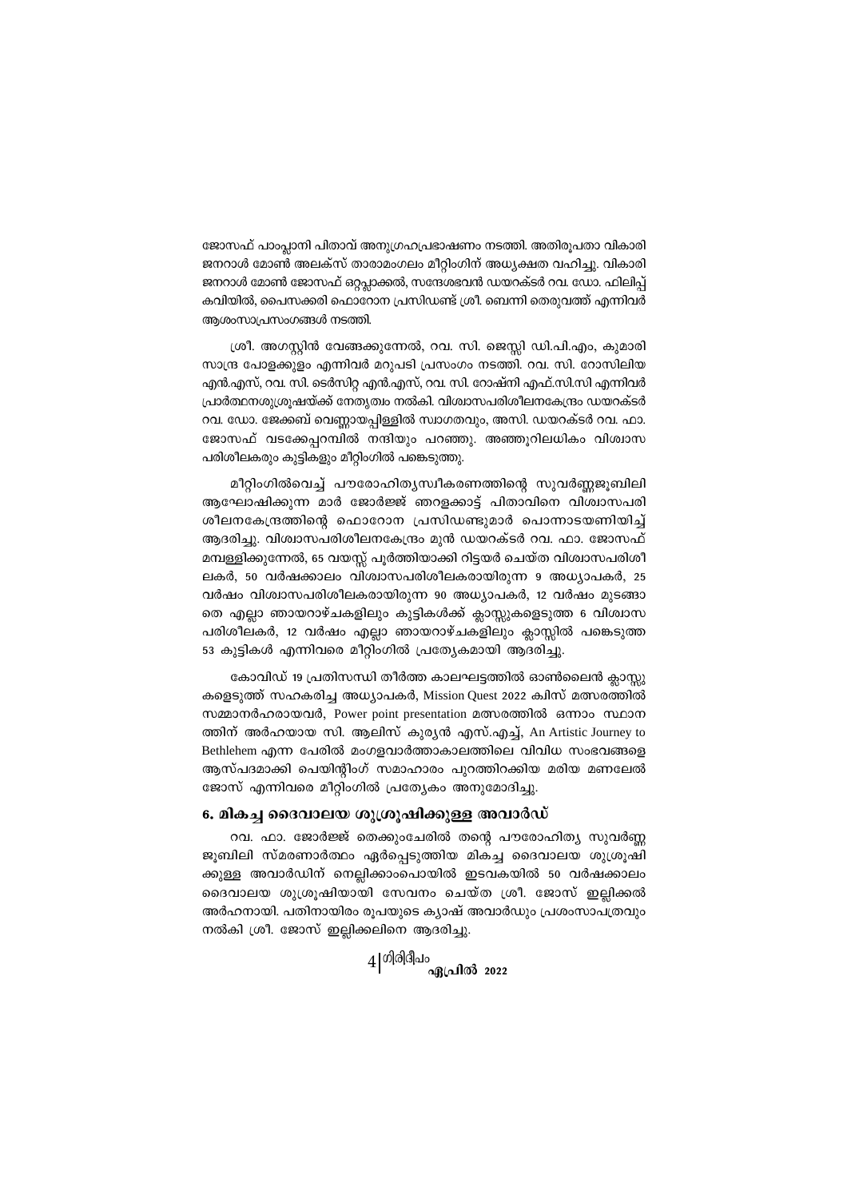ജോസഫ് പാംപ്ലാനി പിതാവ് അനുഗ്രഹപ്രഭാഷണം നടത്തി. അതിരൂപതാ വികാരി ജനറാൾ മോൺ അലക്സ് താരാമംഗലം മീറ്റിംഗിന് അധ്യക്ഷത വഹിച്ചു. വികാരി ജനറാൾ മോൺ ജോസഫ് ഒറ്റപ്ലാക്കൽ, സന്ദേശഭവൻ ഡയറക്ടർ റവ. ഡോ. ഫിലിപ്പ് കവിയിൽ, പൈസക്കരി ഫൊറോന പ്രസിഡണ്ട് ശ്രീ. ബെന്നി തെരുവത്ത് എന്നിവർ ആശംസാപ്രസംഗങ്ങൾ നടത്തി.

ശ്രീ. അഗസ്റ്റിൻ വേങ്ങക്കുന്നേൽ, റവ. സി. ജെസ്സി ഡി.പി.എം., കുമാരി സാന്ദ്ര പോളക്കുളം എന്നിവർ മറുപടി പ്രസംഗം നടത്തി. റവ. സി. റോസിലിയ എൻ.എസ്, റവ. സി. ടെർസിറ്റ എൻ.എസ്, റവ. സി. റോഷ്നി എഫ്.സി.സി എന്നിവർ പ്രാർത്ഥനശുശ്രൂഷയ്ക്ക് നേതൃത്വം നൽകി. വിശ്വാസപരിശീലനകേന്ദ്രം ഡയറക്ടർ റവ. ഡോ. ജേക്കബ് വെണ്ണായപ്പിള്ളിൽ സ്വാഗതവും, അസി. ഡയറക്ടർ റവ. ഫാ. ജോസഫ് വടക്കേപ്പറമ്പിൽ നന്ദിയും പറഞ്ഞു. അഞ്ഞൂറിലധികം വിശ്വാസ പരിശീലകരും കുട്ടികളും മീറ്റിംഗിൽ പങ്കെടുത്തു.

മീറ്റിംഗിൽവെച്ച് പൗരോഹിത്യസ്വീകരണത്തിന്റെ സുവർണ്ണജൂബിലി ആഘോഷിക്കുന്ന മാർ ജോർജ്ജ് ഞറളക്കാട്ട് പിതാവിനെ വിശ്വാസപരിശീലനകേന്ദ്രത്തിന്റെ ഫൊറോന പ്രസിഡണ്ടുമാർ പൊന്നാടയണിയിച്ച് ആദരിച്ചു. വിശ്വാസപരിശീലനകേന്ദ്രം മുൻ ഡയറക്ടർ റവ. ഫാ. ജോസഫ് മമ്പള്ളിക്കുന്നേൽ, 65 വയസ്സ് പൂർത്തിയാക്കി റിട്ടയർ ചെയ്ത വിശ്വാസപരിശീലകർ, 50 വർഷക്കാലം വിശ്വാസപരിശീലകരായിരുന്ന 9 അധ്യാപകർ, 25 വർഷം വിശ്വാസപരിശീലകരായിരുന്ന 90 അധ്യാപകർ, 12 വർഷം മുടങ്ങാതെ എല്ലാ ഞായറാഴ്ചകളിലും കുട്ടികൾക്ക് ക്ലാസ്സുകളെടുത്ത 6 വിശ്വാസ പരിശീലകർ, 12 വർഷം എല്ലാ ഞായറാഴ്ചകളിലും ക്ലാസ്സിൽ പങ്കെടുത്ത 53 കുട്ടികൾ എന്നിവരെ മീറ്റിംഗിൽ പ്രത്യേകമായി ആദരിച്ചു.

കോവിഡ് 19 പ്രതിസന്ധി തീർത്ത കാലഘട്ടത്തിൽ ഓൺലൈൻ ക്ലാസ്സുകളെടുത്ത് സഹകരിച്ച അധ്യാപകർ, Mission Quest 2022 ക്വിസ് മത്സരത്തിൽ സമ്മാനർഹരായവർ, Power point presentation മത്സരത്തിൽ ഒന്നാം സ്ഥാനത്തിന് അർഹയായ സി. ആലിസ് കുര്യൻ എസ്.എച്ച്, An Artistic Journey to Bethlehem എന്ന പേരിൽ മംഗളവാർത്താകാലത്തിലെ വിവിധ സംഭവങ്ങളെ ആസ്പദമാക്കി പെയിന്റിംഗ് സമാഹാരം പുറത്തിറക്കിയ മരിയ മണലേൽ ജോസ് എന്നിവരെ മീറ്റിംഗിൽ പ്രത്യേകം അനുമോദിച്ചു.

## 6. മികച്ച ദൈവാലയ ശുശ്രൂഷിക്കുള്ള അവാർഡ്

റവ. ഫാ. ജോർജ്ജ് തെക്കുംചേരിൽ തന്റെ പൗരോഹിത്യ സുവർണ്ണ ജൂബിലി സ്മരണാർത്ഥം ഏർപ്പെടുത്തിയ മികച്ച ദൈവാലയ ശുശ്രൂഷിക്കുള്ള അവാർഡിന് നെല്ലിക്കാംപൊയിൽ ഇടവകയിൽ 50 വർഷക്കാലം ദൈവാലയ ശുശ്രൂഷിയായി സേവനം ചെയ്ത ശ്രീ. ജോസ് ഇല്ലിക്കൽ അർഹനായി. പതിനായിരം രൂപയുടെ ക്യാഷ് അവാർഡും പ്രശംസാപത്രവും നൽകി ശ്രീ. ജോസ് ഇല്ലിക്കലിനെ ആദരിച്ചു.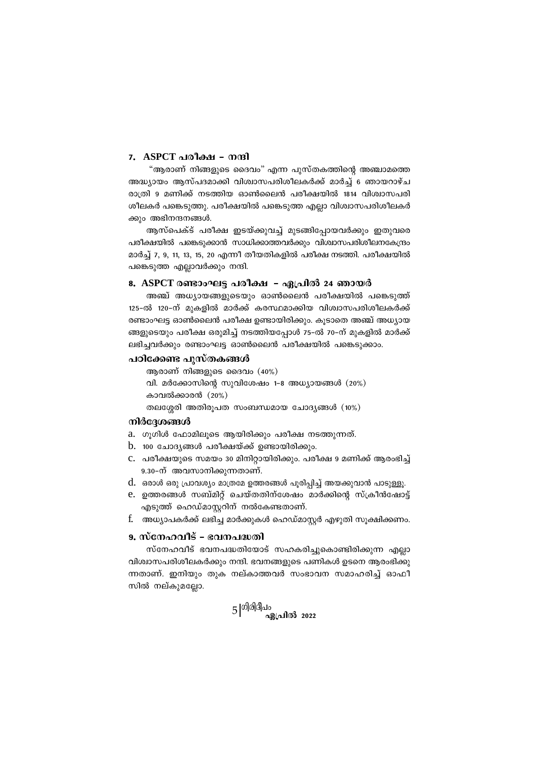## 7. ASPCT പരീക്ഷ – നന്ദി

"ആരാണ് നിങ്ങളുടെ ദൈവം" എന്ന പുസ്തകത്തിന്റെ അഞ്ചാമത്തെ അദ്ധ്യായം ആസ്പദമാക്കി വിശ്വാസപരിശീലകർക്ക് മാർച്ച് 6 ഞായറാഴ്ച രാത്രി 9 മണിക്ക് നടത്തിയ ഓൺലൈൻ പരീക്ഷയിൽ 1814 വിശ്വാസപരിശീലകർ പങ്കെടുത്തു. പരീക്ഷയിൽ പങ്കെടുത്ത എല്ലാ വിശ്വാസപരിശീലകർക്കും അഭിനന്ദനങ്ങൾ.

ആസ്പെക്ട് പരീക്ഷ ഇടയ്ക്കുവച്ച് മുടങ്ങിപ്പോയവർക്കും ഇതുവരെ പരീക്ഷയിൽ പങ്കെടുക്കാൻ സാധിക്കാത്തവർക്കും വിശ്വാസപരിശീലനകേന്ദ്രം മാർച്ച് 7, 9, 11, 13, 15, 20 എന്നീ തീയതികളിൽ പരീക്ഷ നടത്തി. പരീക്ഷയിൽ പങ്കെടുത്ത എല്ലാവർക്കും നന്ദി.

## 8. ASPCT രണ്ടാംഘട്ട പരീക്ഷ – ഏപ്രിൽ 24 ഞായർ

അഞ്ച് അധ്യായങ്ങളുടെയും ഓൺലൈൻ പരീക്ഷയിൽ പങ്കെടുത്ത് 125-ൽ 120-ന് മുകളിൽ മാർക്ക് കരസ്ഥമാക്കിയ വിശ്വാസപരിശീലകർക്ക് രണ്ടാംഘട്ട ഓൺലൈൻ പരീക്ഷ ഉണ്ടായിരിക്കും. കൂടാതെ അഞ്ച് അധ്യായങ്ങളുടെയും പരീക്ഷ ഒരുമിച്ച് നടത്തിയപ്പോൾ 75-ൽ 70-ന് മുകളിൽ മാർക്ക് ലഭിച്ചവർക്കും രണ്ടാംഘട്ട ഓൺലൈൻ പരീക്ഷയിൽ പങ്കെടുക്കാം.

### പഠിക്കേണ്ട പുസ്തകങ്ങൾ

ആരാണ് നിങ്ങളുടെ ദൈവം (40%)
വി. മർക്കോസിന്റെ സുവിശേഷം 1-8 അധ്യായങ്ങൾ (20%)
കാവൽക്കാരൻ (20%)
തലശ്ശേരി അതിരൂപത സംബന്ധമായ ചോദ്യങ്ങൾ (10%)

### നിർദ്ദേശങ്ങൾ

a. ഗൂഗിൾ ഫോമിലൂടെ ആയിരിക്കും പരീക്ഷ നടത്തുന്നത്.
b. 100 ചോദ്യങ്ങൾ പരീക്ഷയ്ക്ക് ഉണ്ടായിരിക്കും.
c. പരീക്ഷയുടെ സമയം 30 മിനിറ്റായിരിക്കും. പരീക്ഷ 9 മണിക്ക് ആരംഭിച്ച് 9.30-ന് അവസാനിക്കുന്നതാണ്.
d. ഒരാൾ ഒരു പ്രാവശ്യം മാത്രമേ ഉത്തരങ്ങൾ പൂരിപ്പിച്ച് അയക്കുവാൻ പാടുള്ളൂ.
e. ഉത്തരങ്ങൾ സബ്മിറ്റ് ചെയ്തതിന്ശേഷം മാർക്കിന്റെ സ്ക്രീൻഷോട്ട് എടുത്ത് ഹെഡ്മാസ്റ്ററിന് നൽകേണ്ടതാണ്.
f. അധ്യാപകർക്ക് ലഭിച്ച മാർക്കുകൾ ഹെഡ്മാസ്റ്റർ എഴുതി സൂക്ഷിക്കണം.

## 9. സ്നേഹവീട് – ഭവനപദ്ധതി

സ്നേഹവീട് ഭവനപദ്ധതിയോട് സഹകരിച്ചുകൊണ്ടിരിക്കുന്ന എല്ലാ വിശ്വാസപരിശീലകർക്കും നന്ദി. ഭവനങ്ങളുടെ പണികൾ ഉടനെ ആരംഭിക്കുന്നതാണ്. ഇനിയും തുക നല്കാത്തവർ സംഭാവന സമാഹരിച്ച് ഓഫീസിൽ നല്കുമല്ലോ.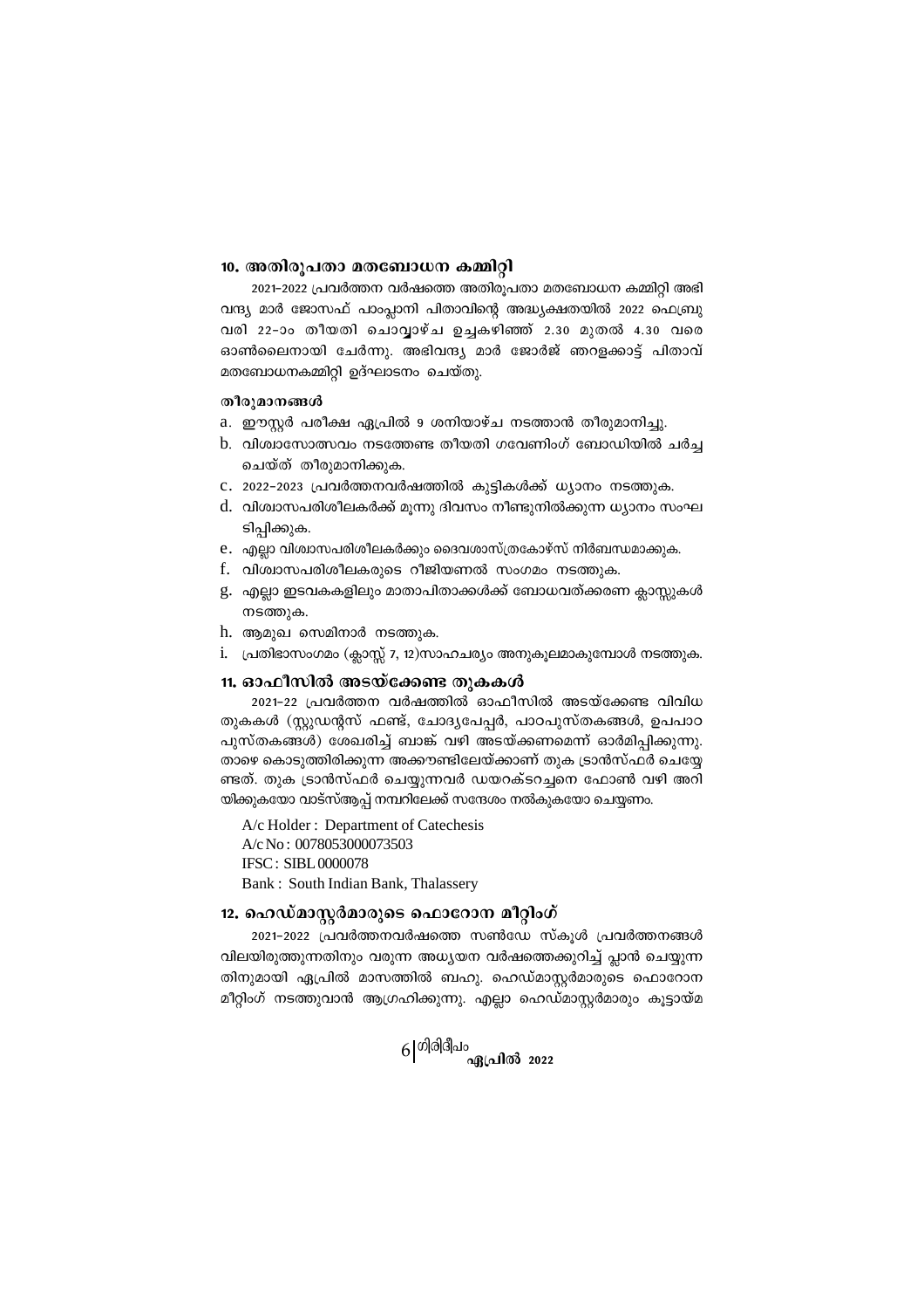## 10. അതിരൂപതാ മതബോധന കമ്മിറ്റി

2021-2022 പ്രവർത്തന വർഷത്തെ അതിരൂപതാ മതബോധന കമ്മിറ്റി അഭിവന്ദ്യ മാർ ജോസഫ് പാംപ്ലാനി പിതാവിന്റെ അദ്ധ്യക്ഷതയിൽ 2022 ഫെബ്രുവരി 22-ാം തീയതി ചൊവ്വാഴ്ച ഉച്ചകഴിഞ്ഞ് 2.30 മുതൽ 4.30 വരെ ഓൺലൈനായി ചേർന്നു. അഭിവന്ദ്യ മാർ ജോർജ് ഞറളക്കാട്ട് പിതാവ് മതബോധനകമ്മിറ്റി ഉദ്ഘാടനം ചെയ്തു.

**തീരുമാനങ്ങൾ**

a. ഈസ്റ്റർ പരീക്ഷ ഏപ്രിൽ 9 ശനിയാഴ്ച നടത്താൻ തീരുമാനിച്ചു.
b. വിശ്വാസോത്സവം നടത്തേണ്ട തീയതി ഗവേണിംഗ് ബോഡിയിൽ ചർച്ച ചെയ്ത് തീരുമാനിക്കുക.
c. 2022-2023 പ്രവർത്തനവർഷത്തിൽ കുട്ടികൾക്ക് ധ്യാനം നടത്തുക.
d. വിശ്വാസപരിശീലകർക്ക് മൂന്നു ദിവസം നീണ്ടുനിൽക്കുന്ന ധ്യാനം സംഘടിപ്പിക്കുക.
e. എല്ലാ വിശ്വാസപരിശീലകർക്കും ദൈവശാസ്ത്രകോഴ്സ് നിർബന്ധമാക്കുക.
f. വിശ്വാസപരിശീലകരുടെ റീജിയണൽ സംഗമം നടത്തുക.
g. എല്ലാ ഇടവകകളിലും മാതാപിതാക്കൾക്ക് ബോധവത്ക്കരണ ക്ലാസ്സുകൾ നടത്തുക.
h. ആമുഖ സെമിനാർ നടത്തുക.
i. പ്രതിഭാസംഗമം (ക്ലാസ്സ് 7, 12)സാഹചര്യം അനുകൂലമാകുമ്പോൾ നടത്തുക.

## 11. ഓഫീസിൽ അടയ്ക്കേണ്ട തുകകൾ

2021-22 പ്രവർത്തന വർഷത്തിൽ ഓഫീസിൽ അടയ്ക്കേണ്ട വിവിധ തുകകൾ (സ്റ്റുഡന്റസ് ഫണ്ട്, ചോദ്യപേപ്പർ, പാഠപുസ്തകങ്ങൾ, ഉപപാഠ പുസ്തകങ്ങൾ) ശേഖരിച്ച് ബാങ്ക് വഴി അടയ്ക്കണമെന്ന് ഓർമിപ്പിക്കുന്നു. താഴെ കൊടുത്തിരിക്കുന്ന അക്കൗണ്ടിലേയ്ക്കാണ് തുക ട്രാൻസ്ഫർ ചെയ്യേണ്ടത്. തുക ട്രാൻസ്ഫർ ചെയ്യുന്നവർ ഡയറക്ടറച്ചനെ ഫോൺ വഴി അറിയിക്കുകയോ വാട്സ്ആപ്പ് നമ്പറിലേക്ക് സന്ദേശം നൽകുകയോ ചെയ്യണം.

A/c Holder : Department of Catechesis
A/c No : 0078053000073503
IFSC : SIBL0000078
Bank : South Indian Bank, Thalassery

## 12. ഹെഡ്മാസ്റ്റർമാരുടെ ഫൊറോന മീറ്റിംഗ്

2021-2022 പ്രവർത്തനവർഷത്തെ സൺഡേ സ്കൂൾ പ്രവർത്തനങ്ങൾ വിലയിരുത്തുന്നതിനും വരുന്ന അധ്യയന വർഷത്തെക്കുറിച്ച് പ്ലാൻ ചെയ്യുന്നതിനുമായി ഏപ്രിൽ മാസത്തിൽ ബഹു. ഹെഡ്മാസ്റ്റർമാരുടെ ഫൊറോന മീറ്റിംഗ് നടത്തുവാൻ ആഗ്രഹിക്കുന്നു. എല്ലാ ഹെഡ്മാസ്റ്റർമാരും കൂട്ടായ്മ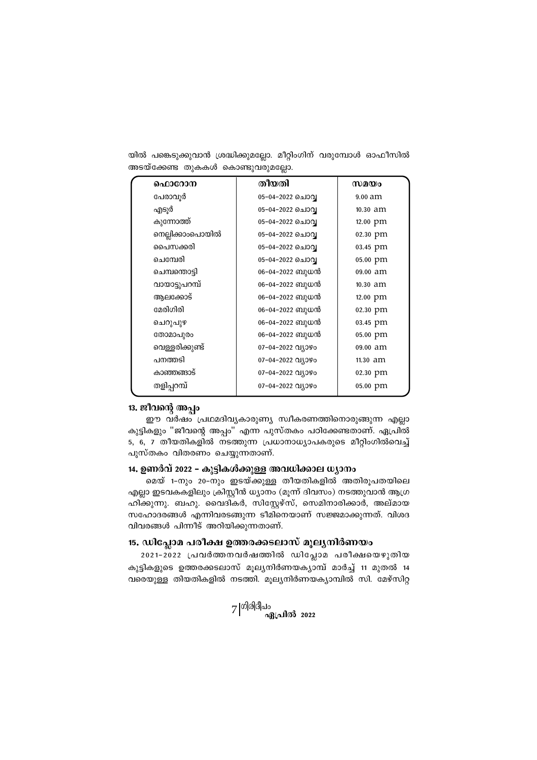യിൽ പങ്കെടുക്കുവാൻ ശ്രദ്ധിക്കുമല്ലോ. മീറ്റിംഗിന് വരുമ്പോൾ ഓഫീസിൽ അടയ്ക്കേണ്ട തുകകൾ കൊണ്ടുവരുമല്ലോ.

| ഫൊറോന | തീയതി | സമയം |
|---|---|---|
| പേരാവൂർ | 05-04-2022 ചൊവ്വ | 9.00 am |
| എടൂർ | 05-04-2022 ചൊവ്വ | 10.30 am |
| കുന്നോത്ത് | 05-04-2022 ചൊവ്വ | 12.00 pm |
| നെല്ലിക്കാംപൊയിൽ | 05-04-2022 ചൊവ്വ | 02.30 pm |
| പൈസക്കരി | 05-04-2022 ചൊവ്വ | 03.45 pm |
| ചെമ്പേരി | 05-04-2022 ചൊവ്വ | 05.00 pm |
| ചെമ്പന്തൊട്ടി | 06-04-2022 ബുധൻ | 09.00 am |
| വായാട്ടുപറമ്പ് | 06-04-2022 ബുധൻ | 10.30 am |
| ആലക്കോട് | 06-04-2022 ബുധൻ | 12.00 pm |
| മേരിഗിരി | 06-04-2022 ബുധൻ | 02.30 pm |
| ചെറുപുഴ | 06-04-2022 ബുധൻ | 03.45 pm |
| തോമാപുരം | 06-04-2022 ബുധൻ | 05.00 pm |
| വെള്ളരിക്കുണ്ട് | 07-04-2022 വ്യാഴം | 09.00 am |
| പനത്തടി | 07-04-2022 വ്യാഴം | 11.30 am |
| കാഞ്ഞങ്ങാട് | 07-04-2022 വ്യാഴം | 02.30 pm |
| തളിപ്പറമ്പ് | 07-04-2022 വ്യാഴം | 05.00 pm |

### 13. ജീവന്റെ അപ്പം

ഈ വർഷം പ്രഥമദിവ്യകാരുണ്യ സ്വീകരണത്തിനൊരുങ്ങുന്ന എല്ലാ കുട്ടികളും "ജീവന്റെ അപ്പം" എന്ന പുസ്തകം പഠിക്കേണ്ടതാണ്. ഏപ്രിൽ 5, 6, 7 തീയതികളിൽ നടത്തുന്ന പ്രധാനാധ്യാപകരുടെ മീറ്റിംഗിൽവെച്ച് പുസ്തകം വിതരണം ചെയ്യുന്നതാണ്.

### 14. ഉണർവ് 2022 - കുട്ടികൾക്കുള്ള അവധിക്കാല ധ്യാനം

മെയ് 1-നും 20-നും ഇടയ്ക്കുള്ള തീയതികളിൽ അതിരൂപതയിലെ എല്ലാ ഇടവകകളിലും ക്രിസ്റ്റീൻ ധ്യാനം (മൂന്ന് ദിവസം) നടത്തുവാൻ ആഗ്രഹിക്കുന്നു. ബഹു. വൈദികർ, സിസ്റ്റേഴ്സ്, സെമിനാരിക്കാർ, അല്മായ സഹോദരങ്ങൾ എന്നിവരടങ്ങുന്ന ടീമിനെയാണ് സജ്ജമാക്കുന്നത്. വിശദ വിവരങ്ങൾ പിന്നീട് അറിയിക്കുന്നതാണ്.

### 15. ഡിപ്ലോമ പരീക്ഷ ഉത്തരക്കടലാസ് മൂല്യനിർണയം

2021-2022 പ്രവർത്തനവർഷത്തിൽ ഡിപ്ലോമ പരീക്ഷയെഴുതിയ കുട്ടികളുടെ ഉത്തരക്കടലാസ് മൂല്യനിർണയക്യാമ്പ് മാർച്ച് 11 മുതൽ 14 വരെയുള്ള തിയതികളിൽ നടത്തി. മൂല്യനിർണയക്യാമ്പിൽ സി. മേഴ്സിറ്റ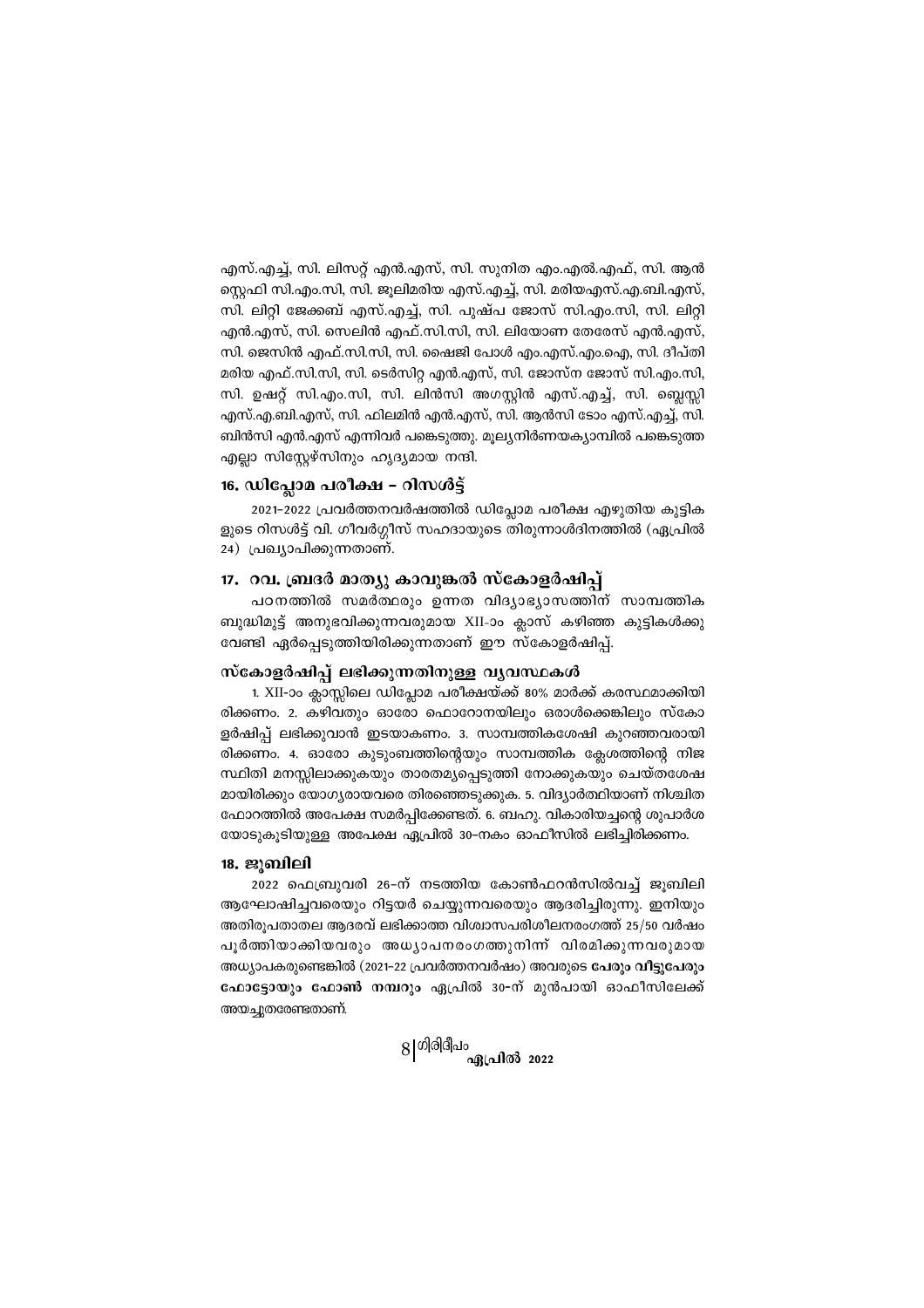എസ്.എച്ച്, സി. ലിസറ്റ് എൻ.എസ്, സി. സുനിത എം.എൽ.എഫ്, സി. ആൻ സ്റ്റെഫി സി.എം.സി, സി. ജൂലിമരിയ എസ്.എച്ച്, സി. മരിയഎസ്.എ.ബി.എസ്, സി. ലിറ്റി ജേക്കബ് എസ്.എച്ച്, സി. പുഷ്പ ജോസ് സി.എം.സി, സി. ലിറ്റി എൻ.എസ്, സി. സെലിൻ എഫ്.സി.സി, സി. ലിയോണ തേരേസ് എൻ.എസ്, സി. ജെസിൻ എഫ്.സി.സി, സി. ഷൈജി പോൾ എം.എസ്.എം.ഐ, സി. ദീപ്തി മരിയ എഫ്.സി.സി, സി. ടെർസിറ്റ എൻ.എസ്, സി. ജോസ്ന ജോസ് സി.എം.സി, സി. ഉഷറ്റ് സി.എം.സി, സി. ലിൻസി അഗസ്റ്റിൻ എസ്.എച്ച്, സി. ബ്ലെസ്സി എസ്.എ.ബി.എസ്, സി. ഫിലമിൻ എൻ.എസ്, സി. ആൻസി ടോം എസ്.എച്ച്, സി. ബിൻസി എൻ.എസ് എന്നിവർ പങ്കെടുത്തു. മൂല്യനിർണയക്യാമ്പിൽ പങ്കെടുത്ത എല്ലാ സിസ്റ്റേഴ്സിനും ഹൃദ്യമായ നന്ദി.

## 16. ഡിപ്ലോമ പരീക്ഷ – റിസൾട്ട്

2021–2022 പ്രവർത്തനവർഷത്തിൽ ഡിപ്ലോമ പരീക്ഷ എഴുതിയ കുട്ടിക ളുടെ റിസൾട്ട് വി. ഗീവർഗ്ഗീസ് സഹദായുടെ തിരുന്നാൾദിനത്തിൽ (ഏപ്രിൽ 24) പ്രഖ്യാപിക്കുന്നതാണ്.

## 17. റവ. ബ്രദർ മാത്യു കാവുങ്കൽ സ്കോളർഷിപ്പ്

പഠനത്തിൽ സമർത്ഥരും ഉന്നത വിദ്യാഭ്യാസത്തിന് സാമ്പത്തിക ബുദ്ധിമുട്ട് അനുഭവിക്കുന്നവരുമായ XII-ാം ക്ലാസ് കഴിഞ്ഞ കുട്ടികൾക്കു വേണ്ടി ഏർപ്പെടുത്തിയിരിക്കുന്നതാണ് ഈ സ്കോളർഷിപ്പ്.

### സ്കോളർഷിപ്പ് ലഭിക്കുന്നതിനുള്ള വ്യവസ്ഥകൾ

1. XII-ാം ക്ലാസ്സിലെ ഡിപ്ലോമ പരീക്ഷയ്ക്ക് 80% മാർക്ക് കരസ്ഥമാക്കിയി രിക്കണം. 2. കഴിവതും ഓരോ ഫൊറോനയിലും ഒരാൾക്കെങ്കിലും സ്കോ ളർഷിപ്പ് ലഭിക്കുവാൻ ഇടയാകണം. 3. സാമ്പത്തികശേഷി കുറഞ്ഞവരായി രിക്കണം. 4. ഓരോ കുടുംബത്തിന്റെയും സാമ്പത്തിക ക്ലേശത്തിന്റെ നിജ സ്ഥിതി മനസ്സിലാക്കുകയും താരതമ്യപ്പെടുത്തി നോക്കുകയും ചെയ്തശേഷ മായിരിക്കും യോഗ്യരായവരെ തിരഞ്ഞെടുക്കുക. 5. വിദ്യാർത്ഥിയാണ് നിശ്ചിത ഫോറത്തിൽ അപേക്ഷ സമർപ്പിക്കേണ്ടത്. 6. ബഹു. വികാരിയച്ചന്റെ ശുപാർശ യോടുകൂടിയുള്ള അപേക്ഷ ഏപ്രിൽ 30-നകം ഓഫീസിൽ ലഭിച്ചിരിക്കണം.

## 18. ജൂബിലി

2022 ഫെബ്രുവരി 26-ന് നടത്തിയ കോൺഫറൻസിൽവച്ച് ജൂബിലി ആഘോഷിച്ചവരെയും റിട്ടയർ ചെയ്യുന്നവരെയും ആദരിച്ചിരുന്നു. ഇനിയും അതിരൂപതാതല ആദരവ് ലഭിക്കാത്ത വിശ്വാസപരിശീലനരംഗത്ത് 25/50 വർഷം പൂർത്തിയാക്കിയവരും അധ്യാപനരംഗത്തുനിന്ന് വിരമിക്കുന്നവരുമായ അധ്യാപകരുണ്ടെങ്കിൽ (2021–22 പ്രവർത്തനവർഷം) അവരുടെ **പേരും വീട്ടുപേരും ഫോട്ടോയും ഫോൺ നമ്പറും** ഏപ്രിൽ 30-ന് മുൻപായി ഓഫീസിലേക്ക് അയച്ചുതരേണ്ടതാണ്.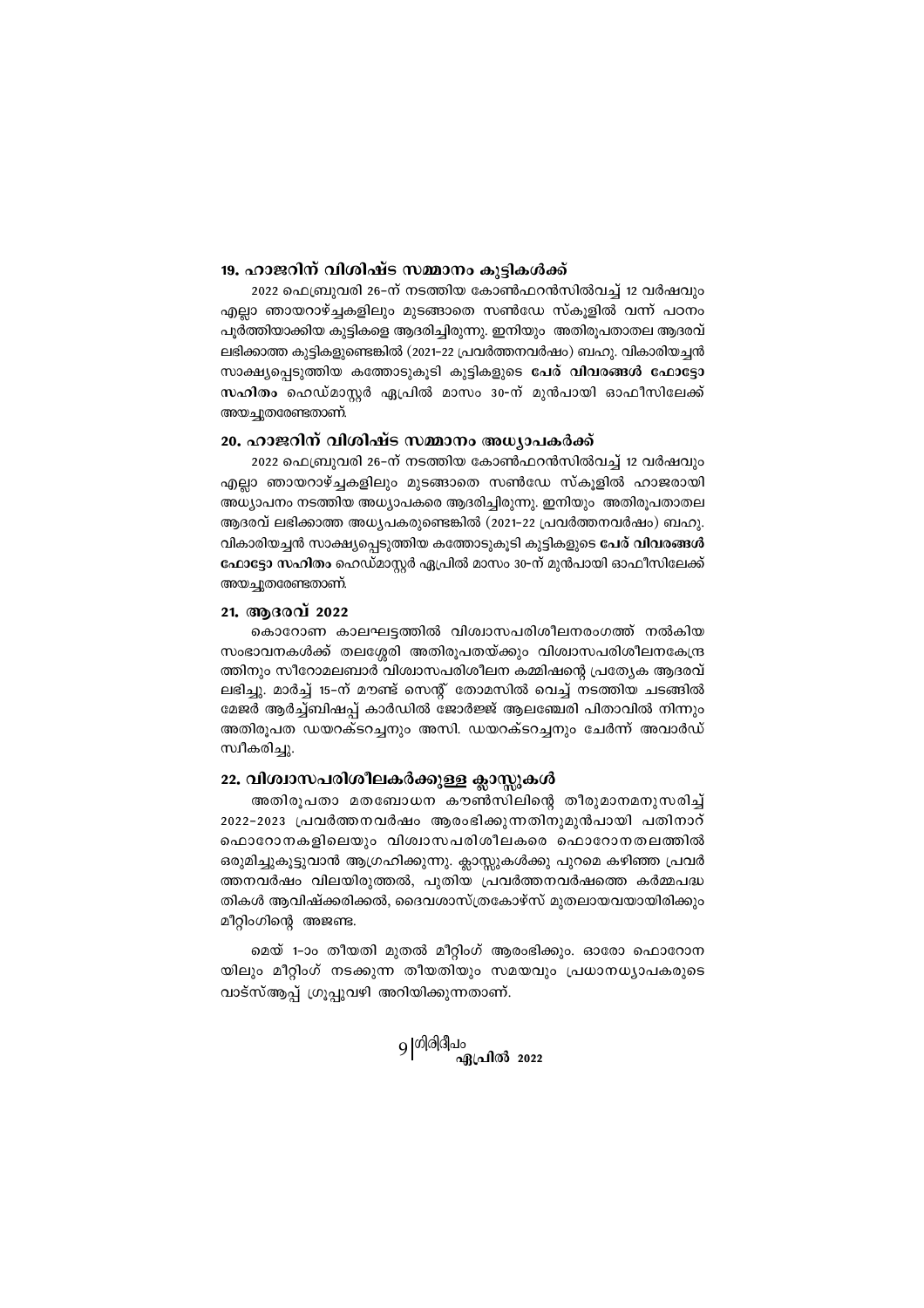## 19. ഹാജറിന് വിശിഷ്ട സമ്മാനം കുട്ടികൾക്ക്

2022 ഫെബ്രുവരി 26-ന് നടത്തിയ കോൺഫറൻസിൽവച്ച് 12 വർഷവും എല്ലാ ഞായറാഴ്ച്ചകളിലും മുടങ്ങാതെ സൺഡേ സ്കൂളിൽ വന്ന് പഠനം പൂർത്തിയാക്കിയ കുട്ടികളെ ആദരിച്ചിരുന്നു. ഇനിയും അതിരൂപതാതല ആദരവ് ലഭിക്കാത്ത കുട്ടികളുണ്ടെങ്കിൽ (2021-22 പ്രവർത്തനവർഷം) ബഹു. വികാരിയച്ചൻ സാക്ഷ്യപ്പെടുത്തിയ കത്തോടുകൂടി കുട്ടികളുടെ **പേര് വിവരങ്ങൾ ഫോട്ടോ സഹിതം** ഹെഡ്മാസ്റ്റർ ഏപ്രിൽ മാസം 30-ന് മുൻപായി ഓഫീസിലേക്ക് അയച്ചുതരേണ്ടതാണ്.

## 20. ഹാജറിന് വിശിഷ്ട സമ്മാനം അധ്യാപകർക്ക്

2022 ഫെബ്രുവരി 26-ന് നടത്തിയ കോൺഫറൻസിൽവച്ച് 12 വർഷവും എല്ലാ ഞായറാഴ്ച്ചകളിലും മുടങ്ങാതെ സൺഡേ സ്കൂളിൽ ഹാജരായി അധ്യാപനം നടത്തിയ അധ്യാപകരെ ആദരിച്ചിരുന്നു. ഇനിയും അതിരൂപതാതല ആദരവ് ലഭിക്കാത്ത അധ്യപകരുണ്ടെങ്കിൽ (2021-22 പ്രവർത്തനവർഷം) ബഹു. വികാരിയച്ചൻ സാക്ഷ്യപ്പെടുത്തിയ കത്തോടുകൂടി കുട്ടികളുടെ **പേര് വിവരങ്ങൾ ഫോട്ടോ സഹിതം** ഹെഡ്മാസ്റ്റർ ഏപ്രിൽ മാസം 30-ന് മുൻപായി ഓഫീസിലേക്ക് അയച്ചുതരേണ്ടതാണ്.

## 21. ആദരവ് 2022

കൊറോണ കാലഘട്ടത്തിൽ വിശ്വാസപരിശീലനരംഗത്ത് നൽകിയ സംഭാവനകൾക്ക് തലശ്ശേരി അതിരൂപതയ്ക്കും വിശ്വാസപരിശീലനകേന്ദ്ര ത്തിനും സീറോമലബാർ വിശ്വാസപരിശീലന കമ്മിഷന്റെ പ്രത്യേക ആദരവ് ലഭിച്ചു. മാർച്ച് 15-ന് മൗണ്ട് സെന്റ് തോമസിൽ വെച്ച് നടത്തിയ ചടങ്ങിൽ മേജർ ആർച്ച്ബിഷപ്പ് കാർഡിൽ ജോർജ്ജ് ആലഞ്ചേരി പിതാവിൽ നിന്നും അതിരൂപത ഡയറക്ടറച്ചനും അസി. ഡയറക്ടറച്ചനും ചേർന്ന് അവാർഡ് സ്വീകരിച്ചു.

## 22. വിശ്വാസപരിശീലകർക്കുള്ള ക്ലാസ്സുകൾ

അതിരൂപതാ മതബോധന കൗൺസിലിന്റെ തീരുമാനമനുസരിച്ച് 2022-2023 പ്രവർത്തനവർഷം ആരംഭിക്കുന്നതിനുമുൻപായി പതിനാറ് ഫൊറോനകളിലെയും വിശ്വാസപരിശീലകരെ ഫൊറോനതലത്തിൽ ഒരുമിച്ചുകൂട്ടുവാൻ ആഗ്രഹിക്കുന്നു. ക്ലാസ്സുകൾക്കു പുറമെ കഴിഞ്ഞ പ്രവർ ത്തനവർഷം വിലയിരുത്തൽ, പുതിയ പ്രവർത്തനവർഷത്തെ കർമ്മപദ്ധ തികൾ ആവിഷ്ക്കരിക്കൽ, ദൈവശാസ്ത്രകോഴ്സ് മുതലായവയായിരിക്കും മീറ്റിംഗിന്റെ അജണ്ട.

മെയ് 1-ാം തീയതി മുതൽ മീറ്റിംഗ് ആരംഭിക്കും. ഓരോ ഫൊറോന യിലും മീറ്റിംഗ് നടക്കുന്ന തീയതിയും സമയവും പ്രധാനധ്യാപകരുടെ വാട്സ്ആപ്പ് ഗ്രൂപ്പുവഴി അറിയിക്കുന്നതാണ്.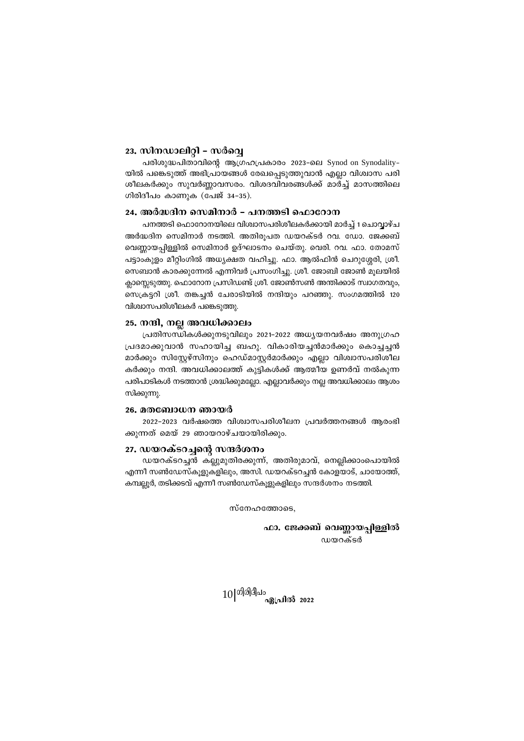### 23. സിനഡാലിറ്റി – സർവ്വെ

പരിശുദ്ധപിതാവിന്റെ ആഗ്രഹപ്രകാരം 2023-ലെ Synod on Synodality-യിൽ പങ്കെടുത്ത് അഭിപ്രായങ്ങൾ രേഖപ്പെടുത്തുവാൻ എല്ലാ വിശ്വാസ പരിശീലകർക്കും സുവർണ്ണാവസരം. വിശദവിവരങ്ങൾക്ക് മാർച്ച് മാസത്തിലെ ഗിരിദീപം കാണുക (പേജ് 34-35).

### 24. അർദ്ധദിന സെമിനാർ – പനത്തടി ഫൊറോന

പനത്തടി ഫൊറോനയിലെ വിശ്വാസപരിശീലകർക്കായി മാർച്ച് 1 ചൊവ്വാഴ്ച അർദ്ധദിന സെമിനാർ നടത്തി. അതിരൂപത ഡയറക്ടർ റവ. ഡോ. ജേക്കബ് വെണ്ണായപ്പിള്ളിൽ സെമിനാർ ഉദ്ഘാടനം ചെയ്തു. വെരി. റവ. ഫാ. തോമസ് പട്ടാംകുളം മീറ്റിംഗിൽ അധ്യക്ഷത വഹിച്ചു. ഫാ. ആൽഫിൻ ചെറുശ്ശേരി, ശ്രീ. സെബാൻ കാരക്കുന്നേൽ എന്നിവർ പ്രസംഗിച്ചു. ശ്രീ. ജോബി ജോൺ മൂലയിൽ ക്ലാസ്സെടുത്തു. ഫൊറോന പ്രസിഡണ്ട് ശ്രീ. ജോൺസൺ അന്തിക്കാട് സ്വാഗതവും, സെക്രട്ടറി ശ്രീ. തങ്കച്ചൻ ചേരാടിയിൽ നന്ദിയും പറഞ്ഞു. സംഗമത്തിൽ 120 വിശ്വാസപരിശീലകർ പങ്കെടുത്തു.

### 25. നന്ദി, നല്ല അവധിക്കാലം

പ്രതിസന്ധികൾക്കുനടുവിലും 2021-2022 അധ്യയനവർഷം അനുഗ്രഹപ്രദമാക്കുവാൻ സഹായിച്ച ബഹു. വികാരിയച്ചൻമാർക്കും കൊച്ചച്ചൻമാർക്കും സിസ്റ്റേഴ്സിനും ഹെഡ്മാസ്റ്റർമാർക്കും എല്ലാ വിശ്വാസപരിശീലകർക്കും നന്ദി. അവധിക്കാലത്ത് കുട്ടികൾക്ക് ആത്മീയ ഉണർവ് നൽകുന്ന പരിപാടികൾ നടത്താൻ ശ്രദ്ധിക്കുമല്ലോ. എല്ലാവർക്കും നല്ല അവധിക്കാലം ആശംസിക്കുന്നു.

### 26. മതബോധന ഞായർ

2022-2023 വർഷത്തെ വിശ്വാസപരിശീലന പ്രവർത്തനങ്ങൾ ആരംഭിക്കുന്നത് മെയ് 29 ഞായറാഴ്ചയായിരിക്കും.

### 27. ഡയറക്ടറച്ചന്റെ സന്ദർശനം

ഡയറക്ടറച്ചൻ കല്ലുമുതിരക്കുന്ന്, അതിരുമാവ്, നെല്ലിക്കാംപൊയിൽ എന്നീ സൺഡേസ്കൂളുകളിലും, അസി. ഡയറക്ടറച്ചൻ കോളയാട്, ചായോത്ത്, കമ്പല്ലൂർ, തടിക്കടവ് എന്നീ സൺഡേസ്കൂളുകളിലും സന്ദർശനം നടത്തി.

സ്നേഹത്തോടെ,

**ഫാ. ജേക്കബ് വെണ്ണായപ്പിള്ളിൽ**
ഡയറക്ടർ